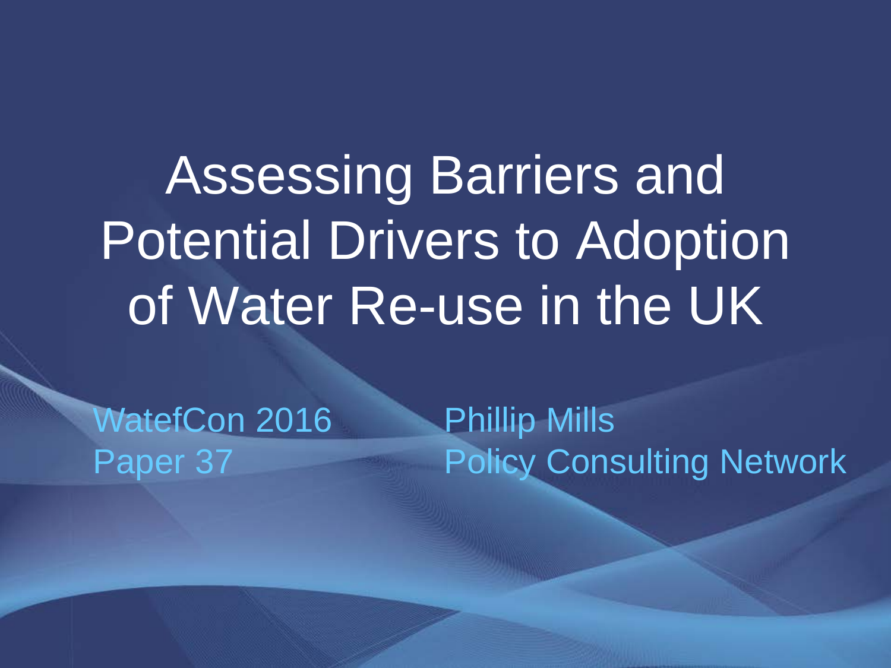# Assessing Barriers and Potential Drivers to Adoption of Water Re-use in the UK

WatefCon 2016
Paper 37

Phillip Mills
Policy Consulting Network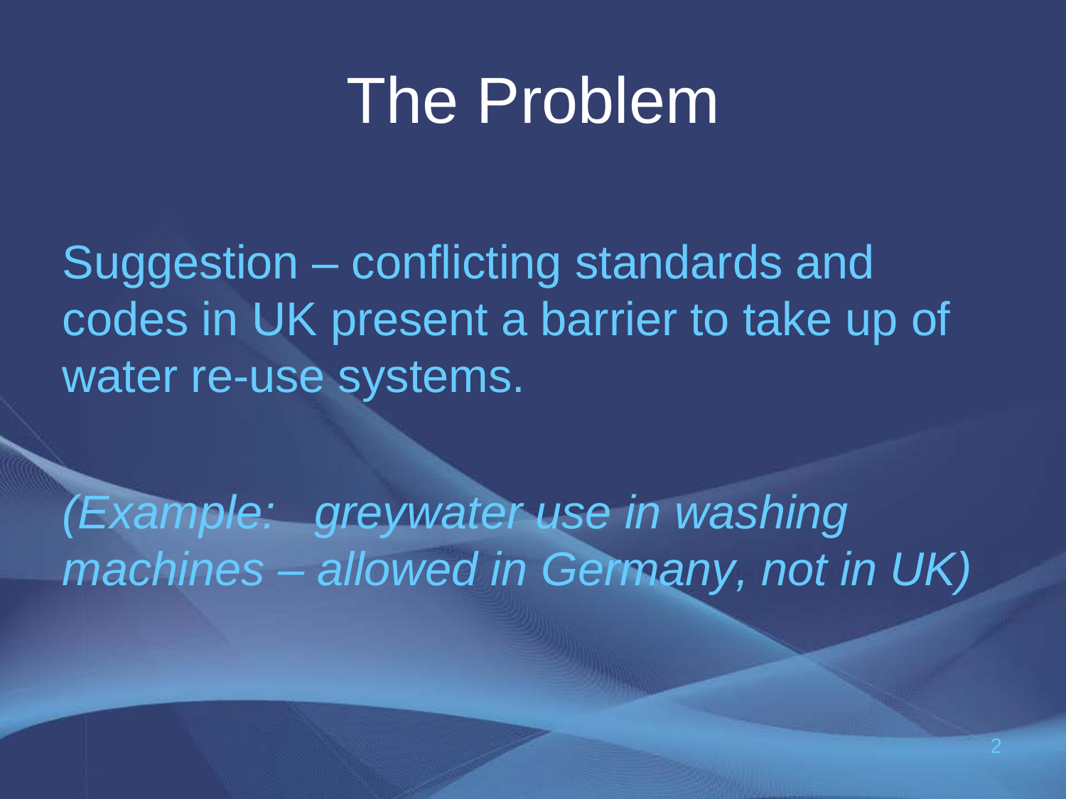# The Problem

Suggestion – conflicting standards and codes in UK present a barrier to take up of water re-use systems.

*(Example: greywater use in washing machines – allowed in Germany, not in UK)*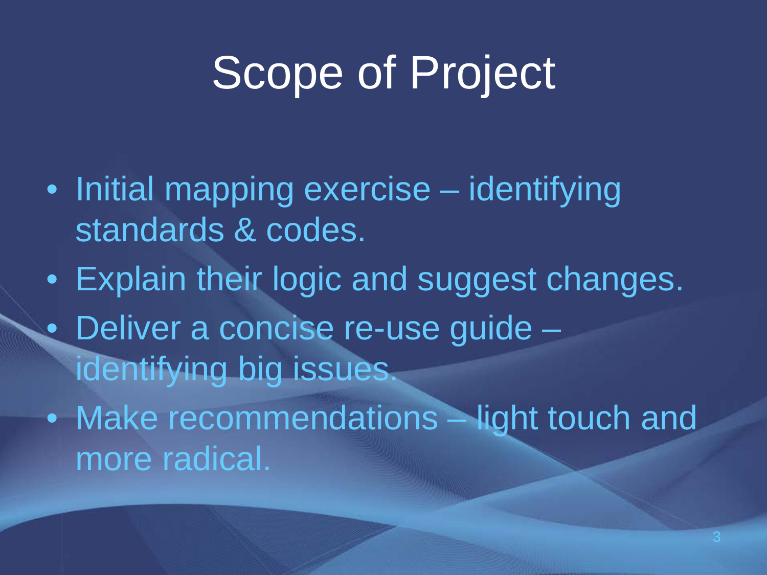# Scope of Project

- Initial mapping exercise – identifying standards & codes.
- Explain their logic and suggest changes.
- Deliver a concise re-use guide – identifying big issues.
- Make recommendations – light touch and more radical.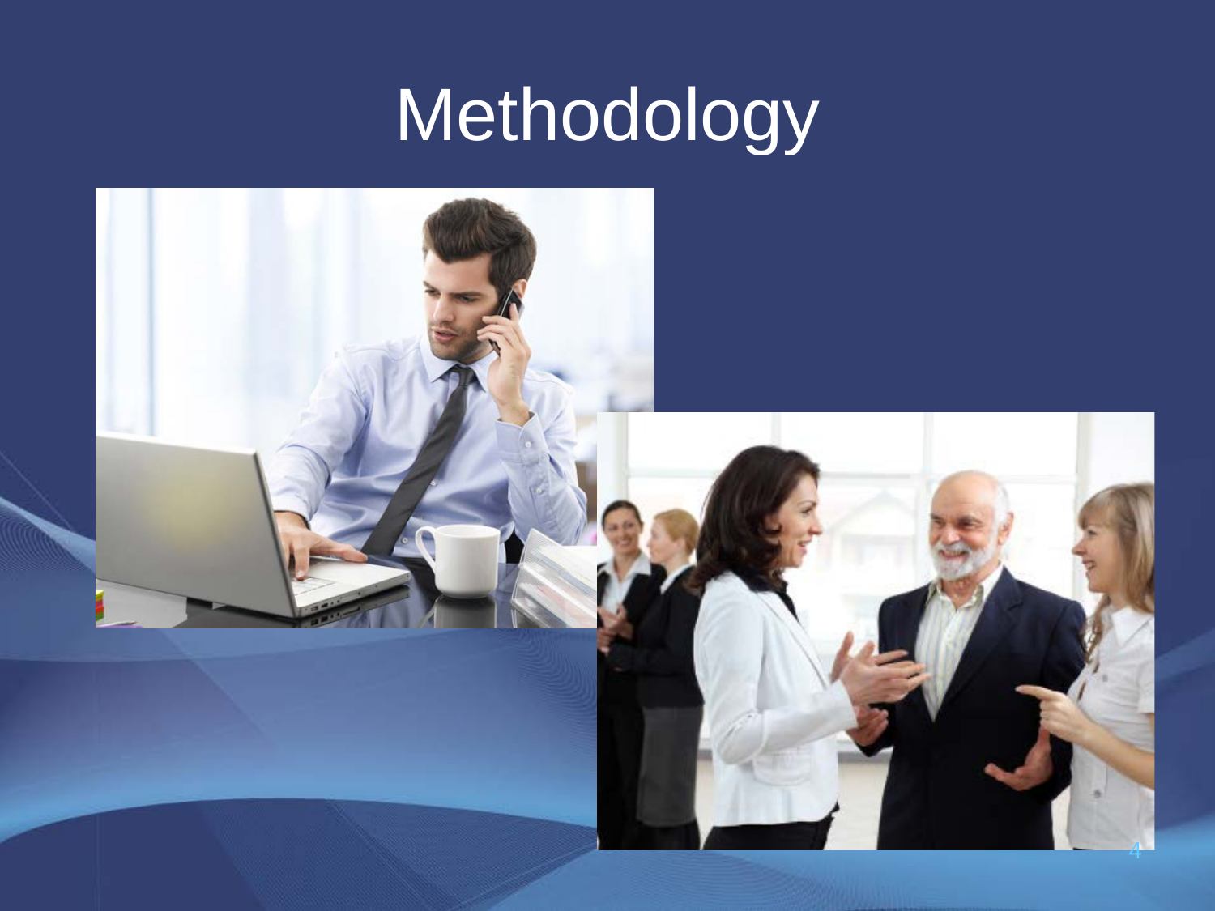# Methodology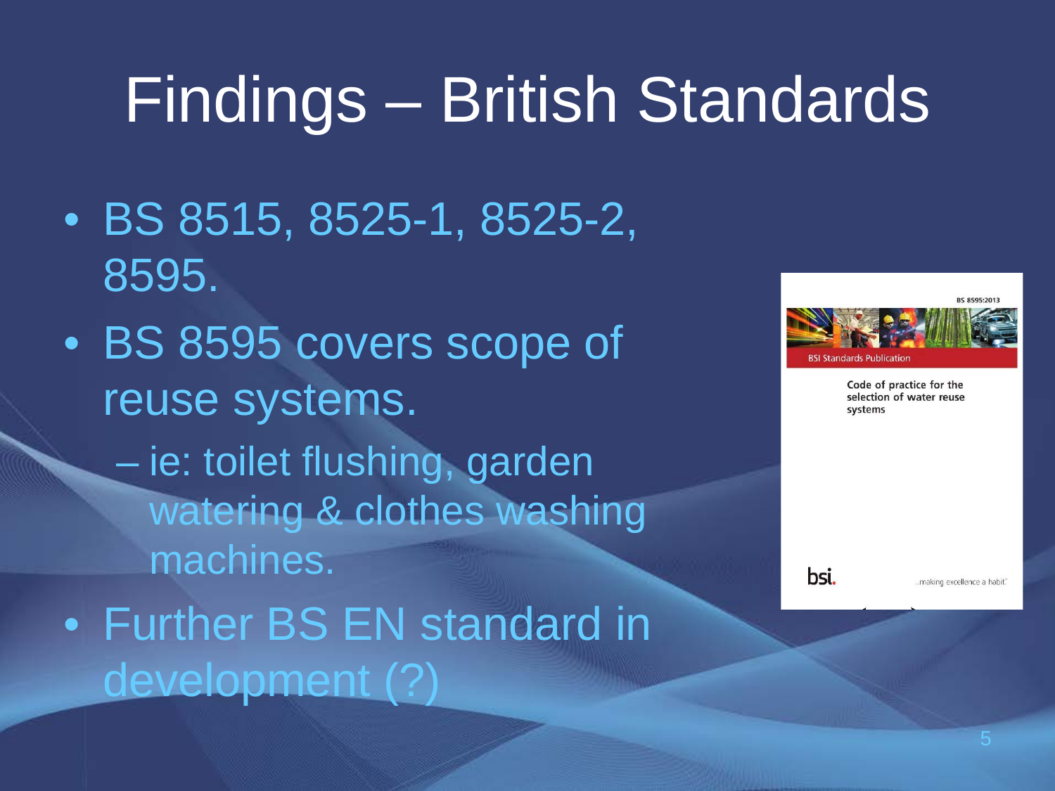# Findings – British Standards

- BS 8515, 8525-1, 8525-2, 8595.
- BS 8595 covers scope of reuse systems.
  - ie: toilet flushing, garden watering & clothes washing machines.
- Further BS EN standard in development (?)

BS 8595:2013

BSI Standards Publication

Code of practice for the selection of water reuse systems

bsi.

...making excellence a habit.™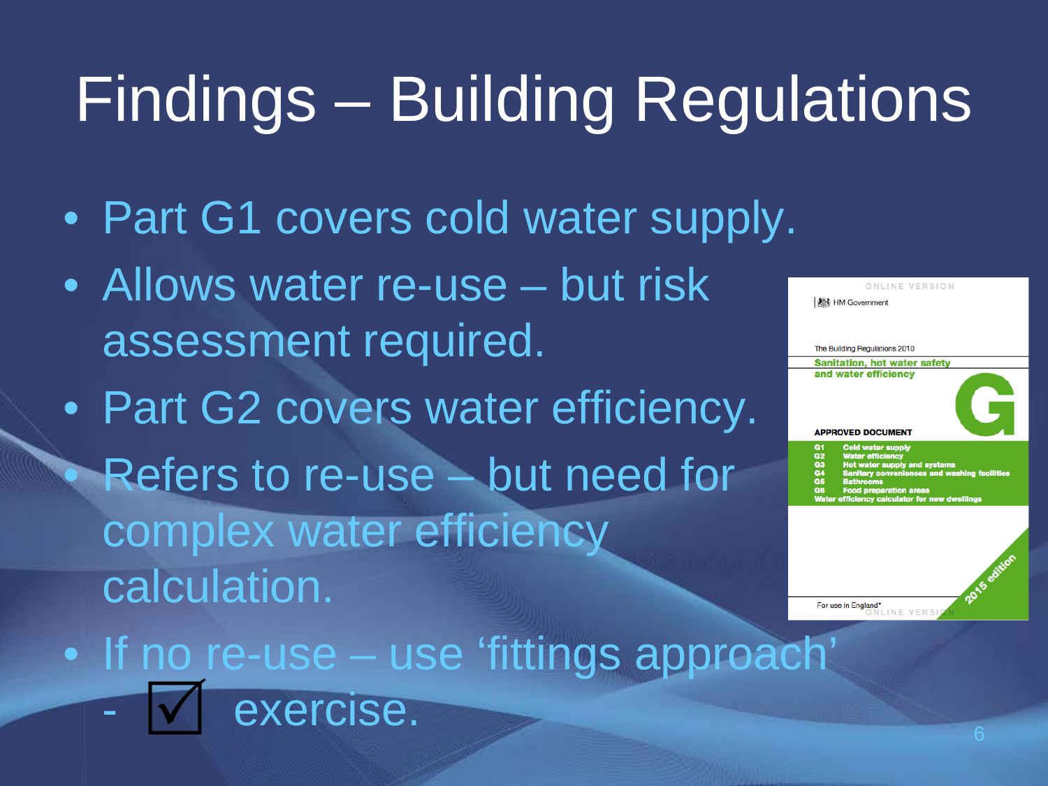# Findings – Building Regulations

- Part G1 covers cold water supply.
- Allows water re-use – but risk assessment required.
- Part G2 covers water efficiency.
- Refers to re-use – but need for complex water efficiency calculation.
- If no re-use – use 'fittings approach' - ☑ exercise.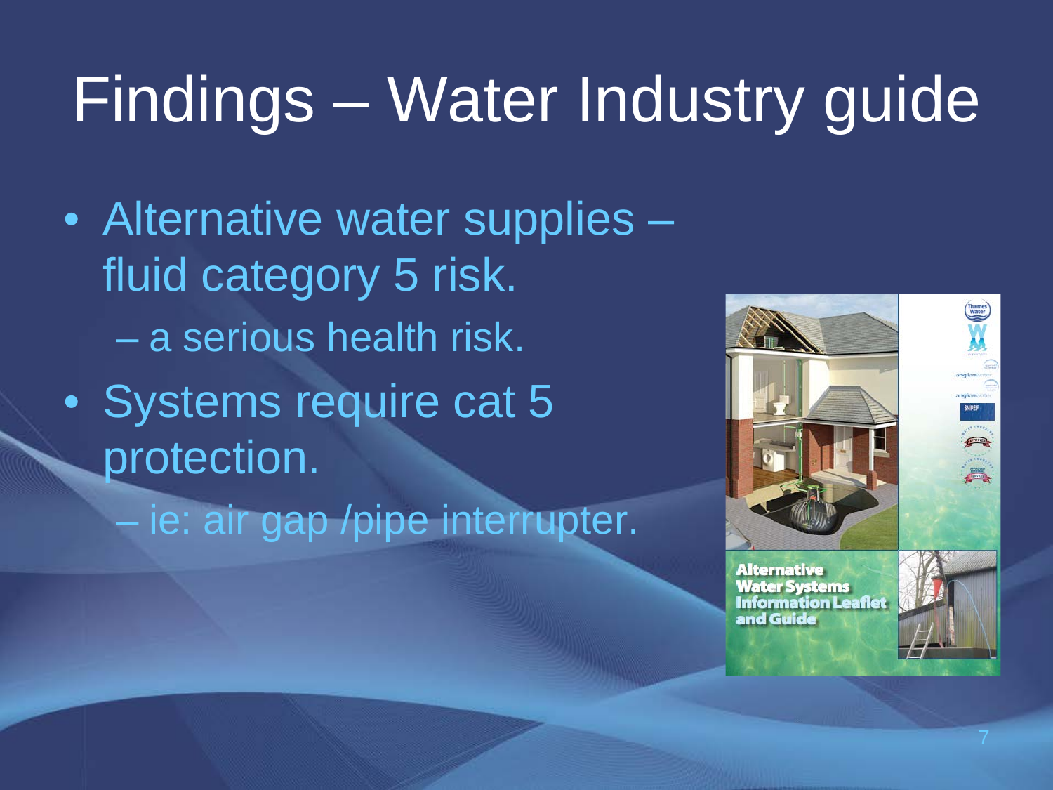# Findings – Water Industry guide

- Alternative water supplies – fluid category 5 risk.
  - a serious health risk.
- Systems require cat 5 protection.
  - ie: air gap /pipe interrupter.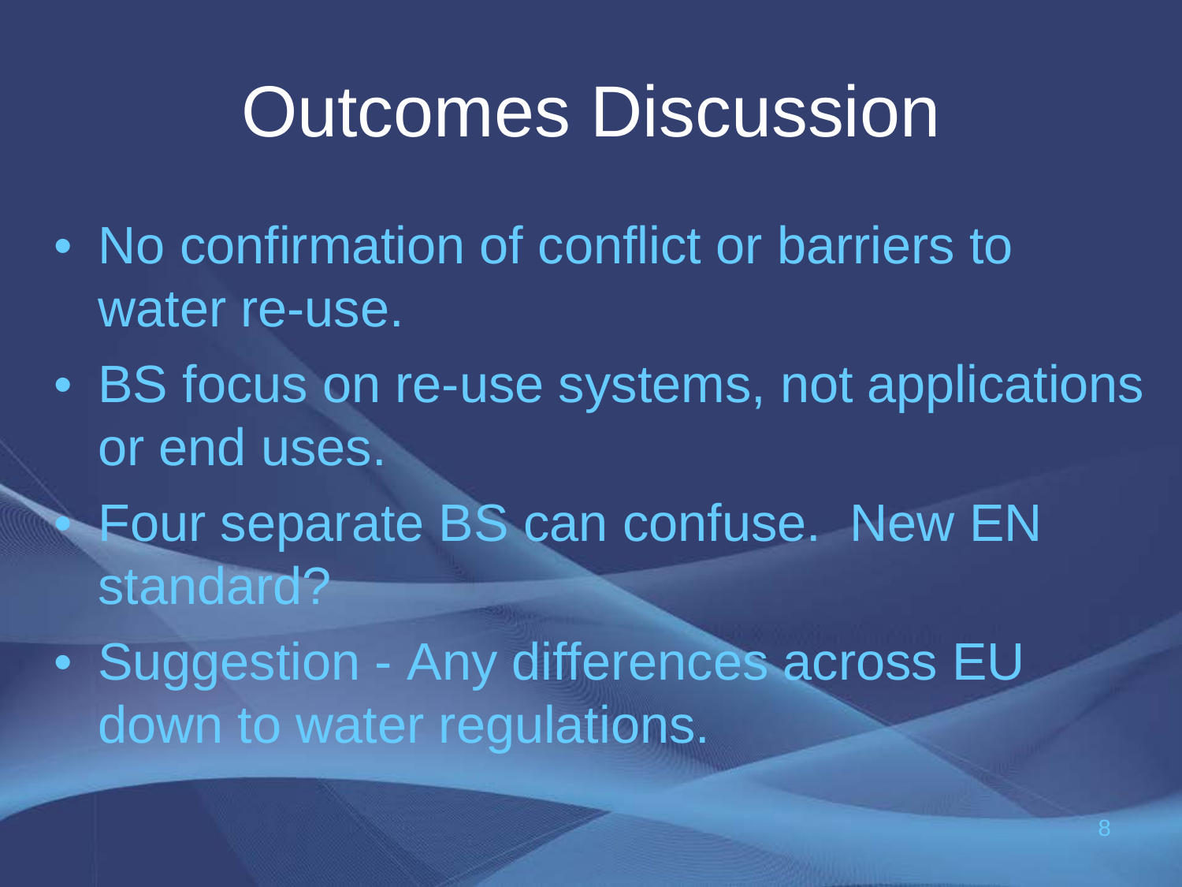# Outcomes Discussion

- No confirmation of conflict or barriers to water re-use.
- BS focus on re-use systems, not applications or end uses.
- Four separate BS can confuse. New EN standard?
- Suggestion - Any differences across EU down to water regulations.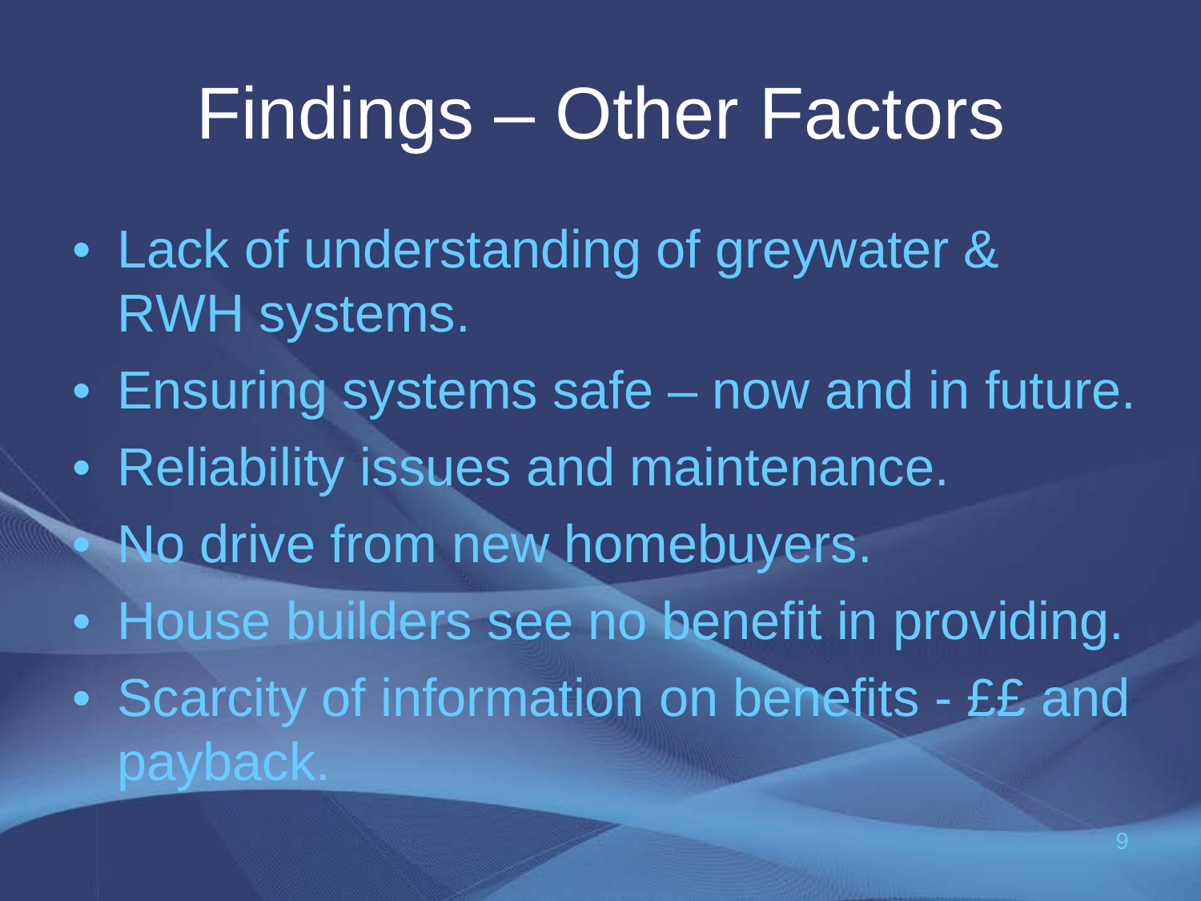# Findings – Other Factors

- Lack of understanding of greywater & RWH systems.
- Ensuring systems safe – now and in future.
- Reliability issues and maintenance.
- No drive from new homebuyers.
- House builders see no benefit in providing.
- Scarcity of information on benefits - ££ and payback.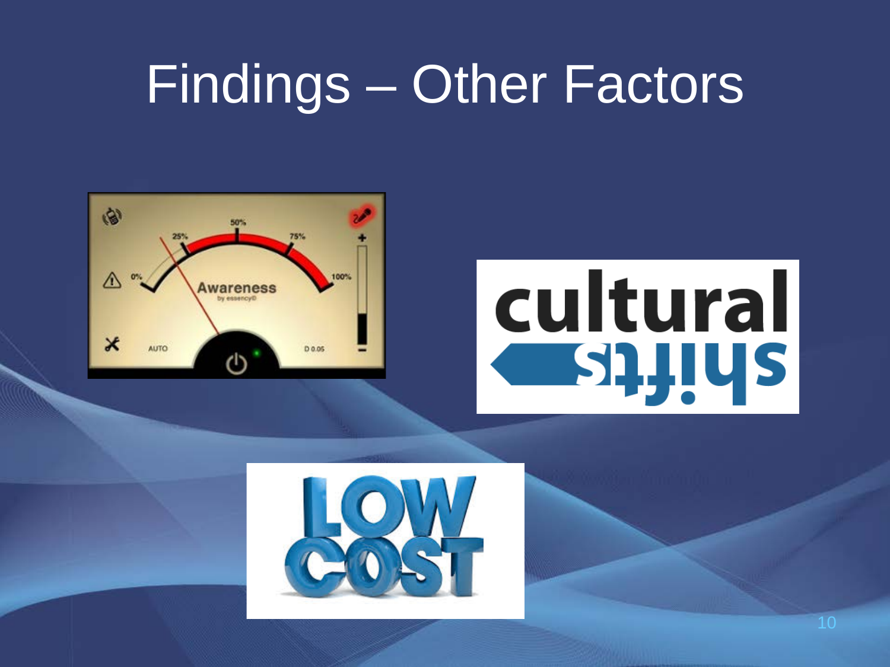# Findings – Other Factors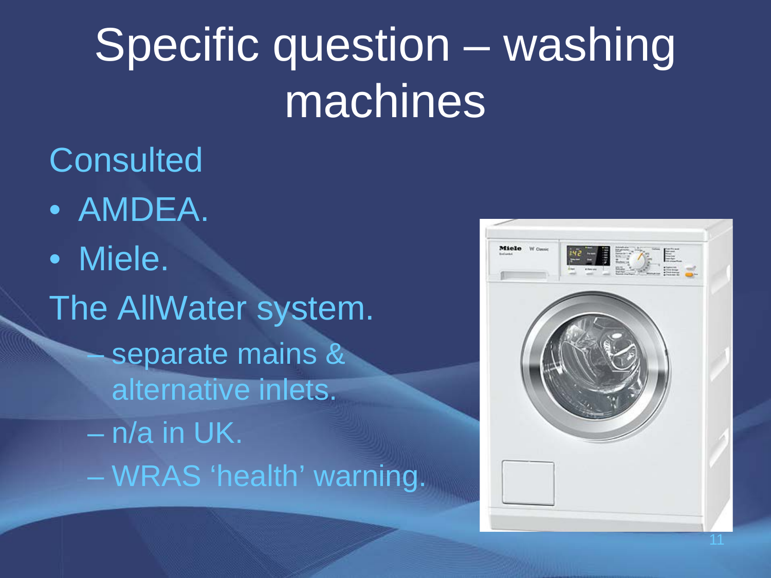# Specific question – washing machines

Consulted

- AMDEA.
- Miele.

The AllWater system.

- separate mains & alternative inlets.
- n/a in UK.
- WRAS 'health' warning.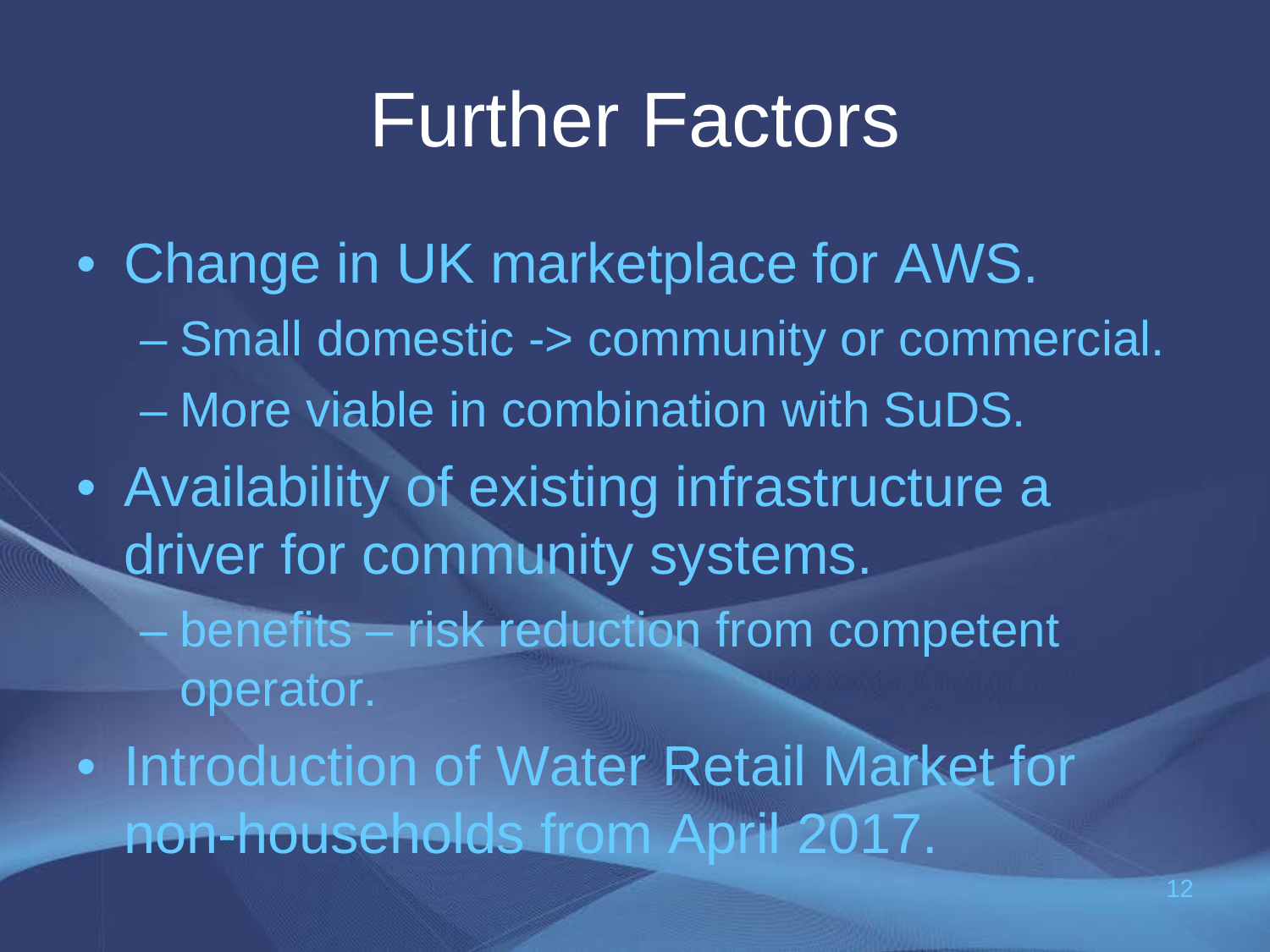# Further Factors

- Change in UK marketplace for AWS.
  - Small domestic -> community or commercial.
  - More viable in combination with SuDS.
- Availability of existing infrastructure a driver for community systems.
  - benefits – risk reduction from competent operator.
- Introduction of Water Retail Market for non-households from April 2017.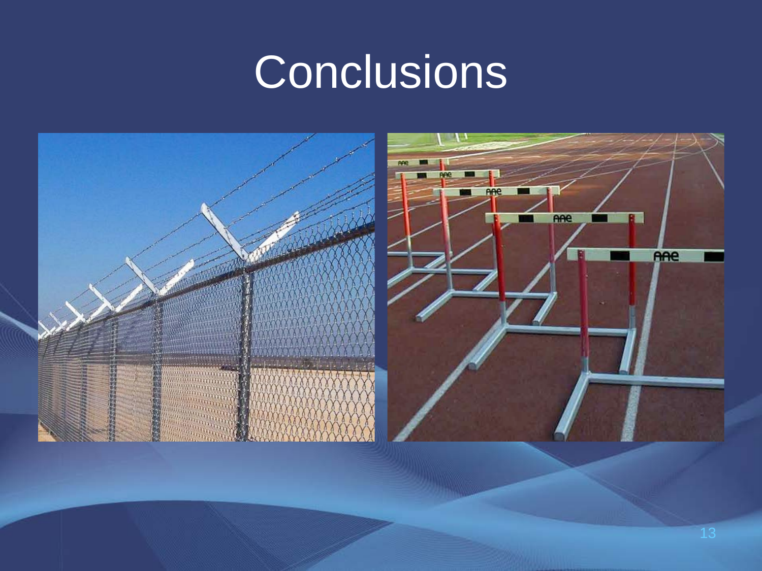# Conclusions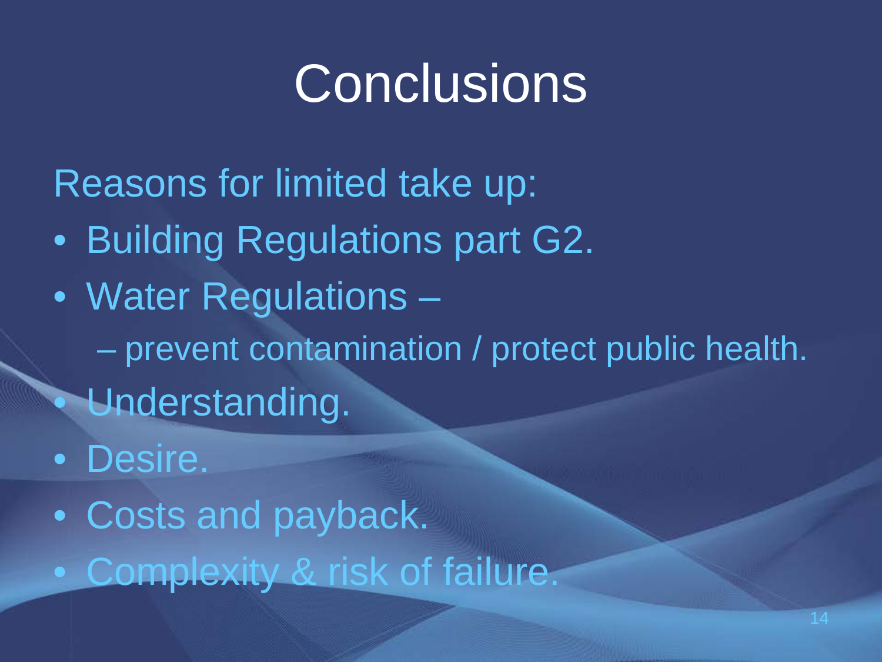# Conclusions

Reasons for limited take up:

- Building Regulations part G2.
- Water Regulations –
  - prevent contamination / protect public health.
- Understanding.
- Desire.
- Costs and payback.
- Complexity & risk of failure.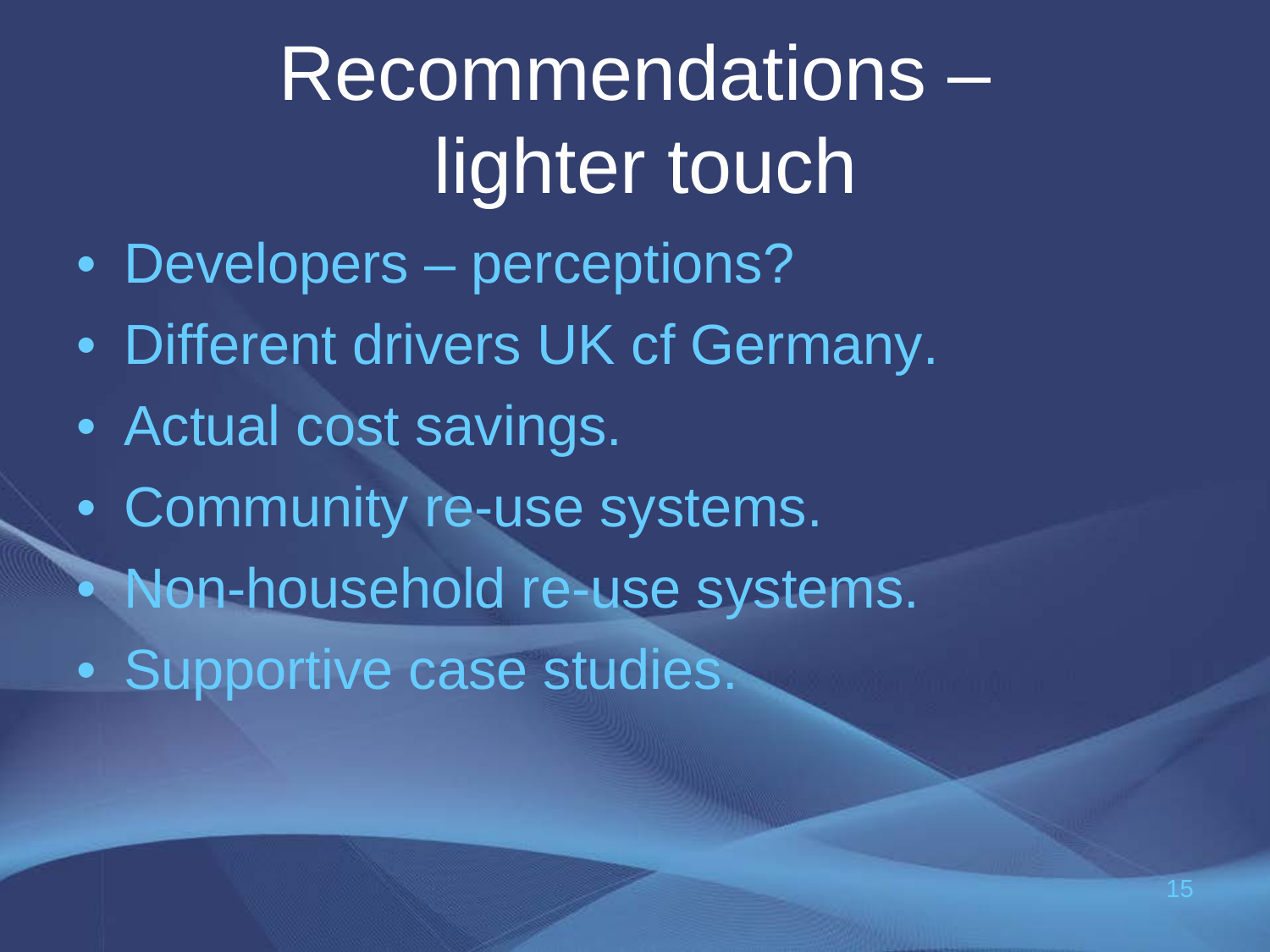# Recommendations – lighter touch

- Developers – perceptions?
- Different drivers UK cf Germany.
- Actual cost savings.
- Community re-use systems.
- Non-household re-use systems.
- Supportive case studies.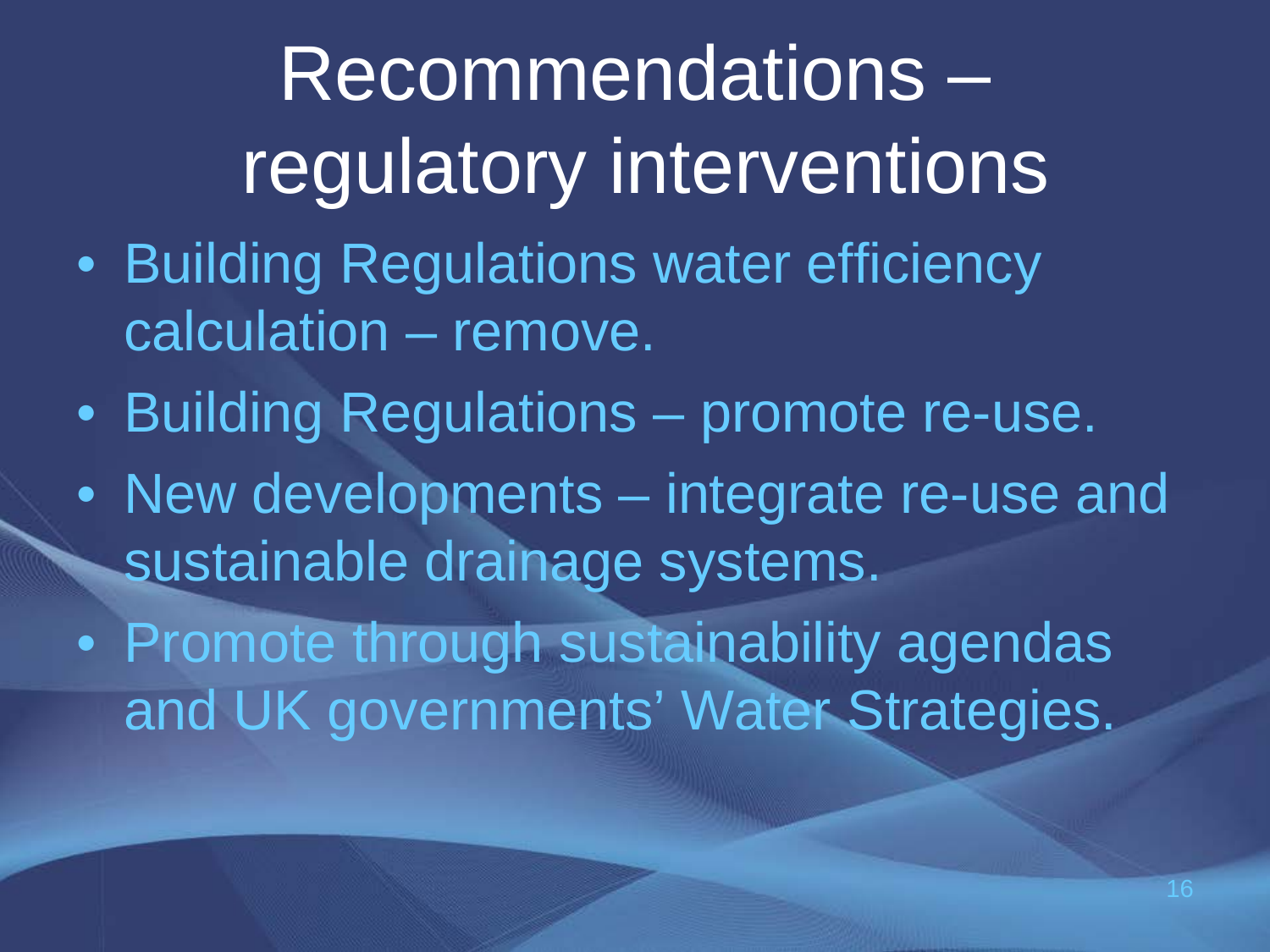# Recommendations – regulatory interventions

- Building Regulations water efficiency calculation – remove.
- Building Regulations – promote re-use.
- New developments – integrate re-use and sustainable drainage systems.
- Promote through sustainability agendas and UK governments' Water Strategies.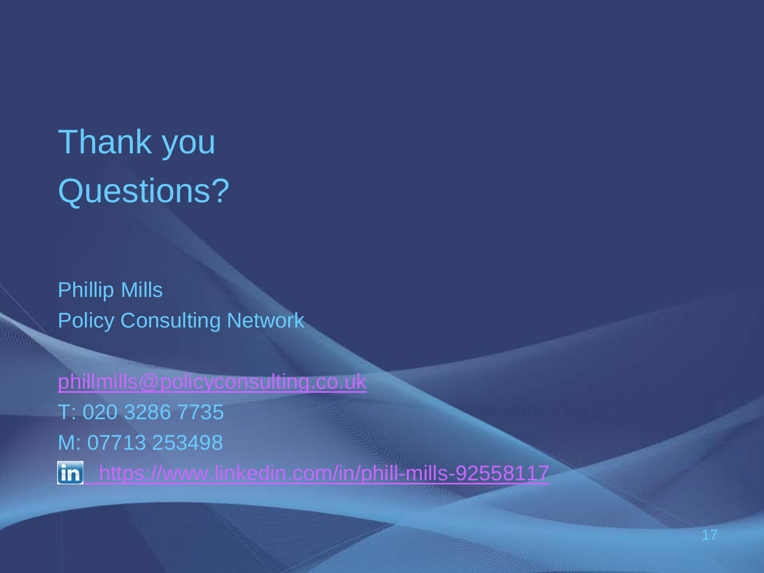# Thank you

# Questions?

Phillip Mills

Policy Consulting Network

phillmills@policyconsulting.co.uk

T: 020 3286 7735

M: 07713 253498

https://www.linkedin.com/in/phill-mills-92558117